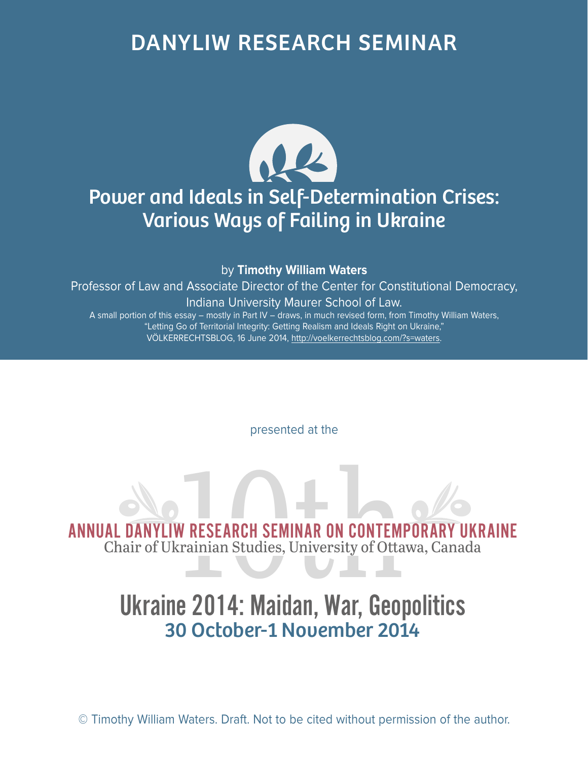# DANYLIW RESEARCH SEMINAR

# Power and Ideals in Self-Determination Crises: Various Ways of Failing in Ukraine

by **Timothy William Waters**

Professor of Law and Associate Director of the Center for Constitutional Democracy, Indiana University Maurer School of Law.

A small portion of this essay – mostly in Part IV – draws, in much revised form, from Timothy William Waters, "Letting Go of Territorial Integrity: Getting Realism and Ideals Right on Ukraine," VÖLKERRECHTSBLOG, 16 June 2014, http://voelkerrechtsblog.com/?s=waters.

presented at the

10th

ANNUAL DANYLIW RESEARCH SEMINAR ON CONTEMPORARY UKRAINE

Chair of Ukrainian Studies, University of Ottawa, Canada

## Ukraine 2014: Maidan, War, Geopolitics

**30 October-1 November 2014**

© Timothy William Waters. Draft. Not to be cited without permission of the author.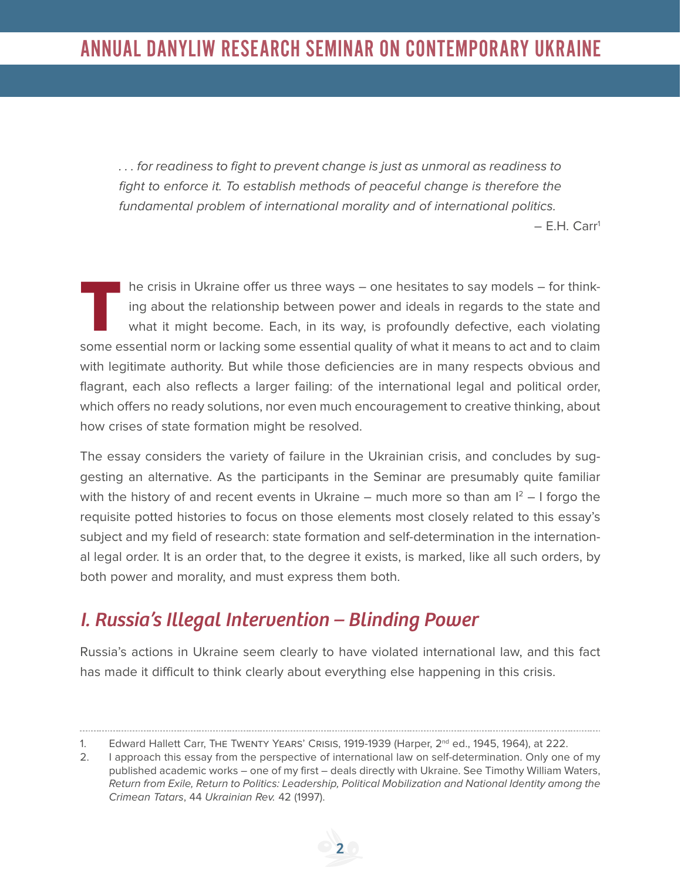*. . . for readiness to fight to prevent change is just as unmoral as readiness to fight to enforce it. To establish methods of peaceful change is therefore the fundamental problem of international morality and of international politics.*

– E.H. Carr[1]

The crisis in Ukraine offer us three ways – one hesitates to say models – for thinking about the relationship between power and ideals in regards to the state and what it might become. Each, in its way, is profoundly defective, each violating some essential norm or lacking some essential quality of what it means to act and to claim with legitimate authority. But while those deficiencies are in many respects obvious and flagrant, each also reflects a larger failing: of the international legal and political order, which offers no ready solutions, nor even much encouragement to creative thinking, about how crises of state formation might be resolved.

The essay considers the variety of failure in the Ukrainian crisis, and concludes by suggesting an alternative. As the participants in the Seminar are presumably quite familiar with the history of and recent events in Ukraine – much more so than am I[2] – I forgo the requisite potted histories to focus on those elements most closely related to this essay's subject and my field of research: state formation and self-determination in the international legal order. It is an order that, to the degree it exists, is marked, like all such orders, by both power and morality, and must express them both.

## *I. Russia's Illegal Intervention – Blinding Power*

Russia's actions in Ukraine seem clearly to have violated international law, and this fact has made it difficult to think clearly about everything else happening in this crisis.

---

1. Edward Hallett Carr, THE TWENTY YEARS' CRISIS, 1919-1939 (Harper, 2nd ed., 1945, 1964), at 222.
2. I approach this essay from the perspective of international law on self-determination. Only one of my published academic works – one of my first – deals directly with Ukraine. See Timothy William Waters, *Return from Exile, Return to Politics: Leadership, Political Mobilization and National Identity among the Crimean Tatars*, 44 *Ukrainian Rev.* 42 (1997).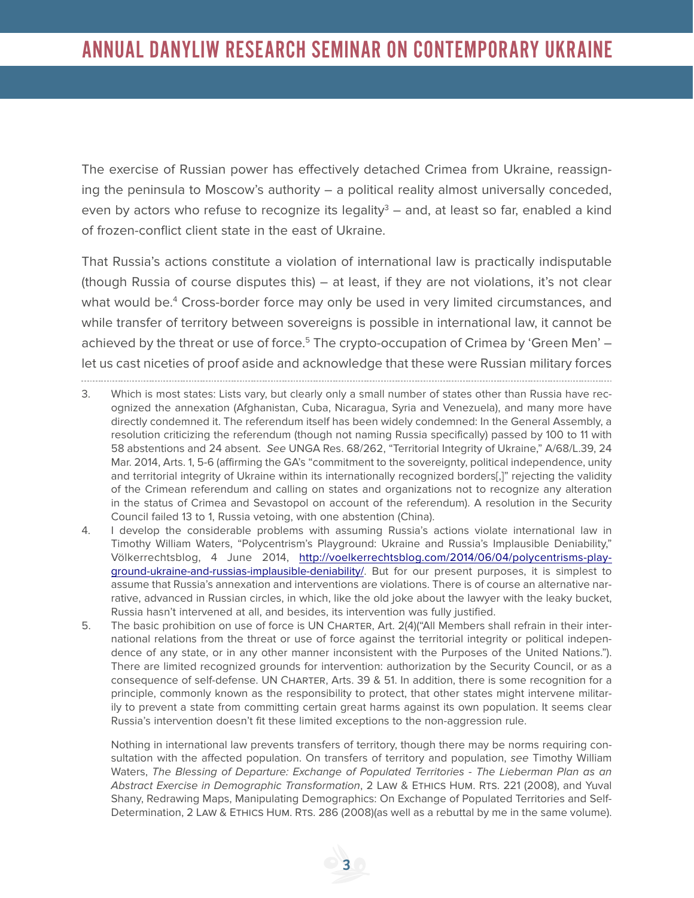The exercise of Russian power has effectively detached Crimea from Ukraine, reassigning the peninsula to Moscow's authority – a political reality almost universally conceded, even by actors who refuse to recognize its legality[3] – and, at least so far, enabled a kind of frozen-conflict client state in the east of Ukraine.

That Russia's actions constitute a violation of international law is practically indisputable (though Russia of course disputes this) – at least, if they are not violations, it's not clear what would be.[4] Cross-border force may only be used in very limited circumstances, and while transfer of territory between sovereigns is possible in international law, it cannot be achieved by the threat or use of force.[5] The crypto-occupation of Crimea by 'Green Men' – let us cast niceties of proof aside and acknowledge that these were Russian military forces

---

3. Which is most states: Lists vary, but clearly only a small number of states other than Russia have recognized the annexation (Afghanistan, Cuba, Nicaragua, Syria and Venezuela), and many more have directly condemned it. The referendum itself has been widely condemned: In the General Assembly, a resolution criticizing the referendum (though not naming Russia specifically) passed by 100 to 11 with 58 abstentions and 24 absent. *See* UNGA Res. 68/262, "Territorial Integrity of Ukraine," A/68/L.39, 24 Mar. 2014, Arts. 1, 5-6 (affirming the GA's "commitment to the sovereignty, political independence, unity and territorial integrity of Ukraine within its internationally recognized borders[,]" rejecting the validity of the Crimean referendum and calling on states and organizations not to recognize any alteration in the status of Crimea and Sevastopol on account of the referendum). A resolution in the Security Council failed 13 to 1, Russia vetoing, with one abstention (China).

4. I develop the considerable problems with assuming Russia's actions violate international law in Timothy William Waters, "Polycentrism's Playground: Ukraine and Russia's Implausible Deniability," Völkerrechtsblog, 4 June 2014, http://voelkerrechtsblog.com/2014/06/04/polycentrisms-playground-ukraine-and-russias-implausible-deniability/. But for our present purposes, it is simplest to assume that Russia's annexation and interventions are violations. There is of course an alternative narrative, advanced in Russian circles, in which, like the old joke about the lawyer with the leaky bucket, Russia hasn't intervened at all, and besides, its intervention was fully justified.

5. The basic prohibition on use of force is UN Charter, Art. 2(4)("All Members shall refrain in their international relations from the threat or use of force against the territorial integrity or political independence of any state, or in any other manner inconsistent with the Purposes of the United Nations."). There are limited recognized grounds for intervention: authorization by the Security Council, or as a consequence of self-defense. UN Charter, Arts. 39 & 51. In addition, there is some recognition for a principle, commonly known as the responsibility to protect, that other states might intervene militarily to prevent a state from committing certain great harms against its own population. It seems clear Russia's intervention doesn't fit these limited exceptions to the non-aggression rule.

   Nothing in international law prevents transfers of territory, though there may be norms requiring consultation with the affected population. On transfers of territory and population, *see* Timothy William Waters, *The Blessing of Departure: Exchange of Populated Territories - The Lieberman Plan as an Abstract Exercise in Demographic Transformation*, 2 Law & Ethics Hum. Rts. 221 (2008), and Yuval Shany, Redrawing Maps, Manipulating Demographics: On Exchange of Populated Territories and Self-Determination, 2 Law & Ethics Hum. Rts. 286 (2008)(as well as a rebuttal by me in the same volume).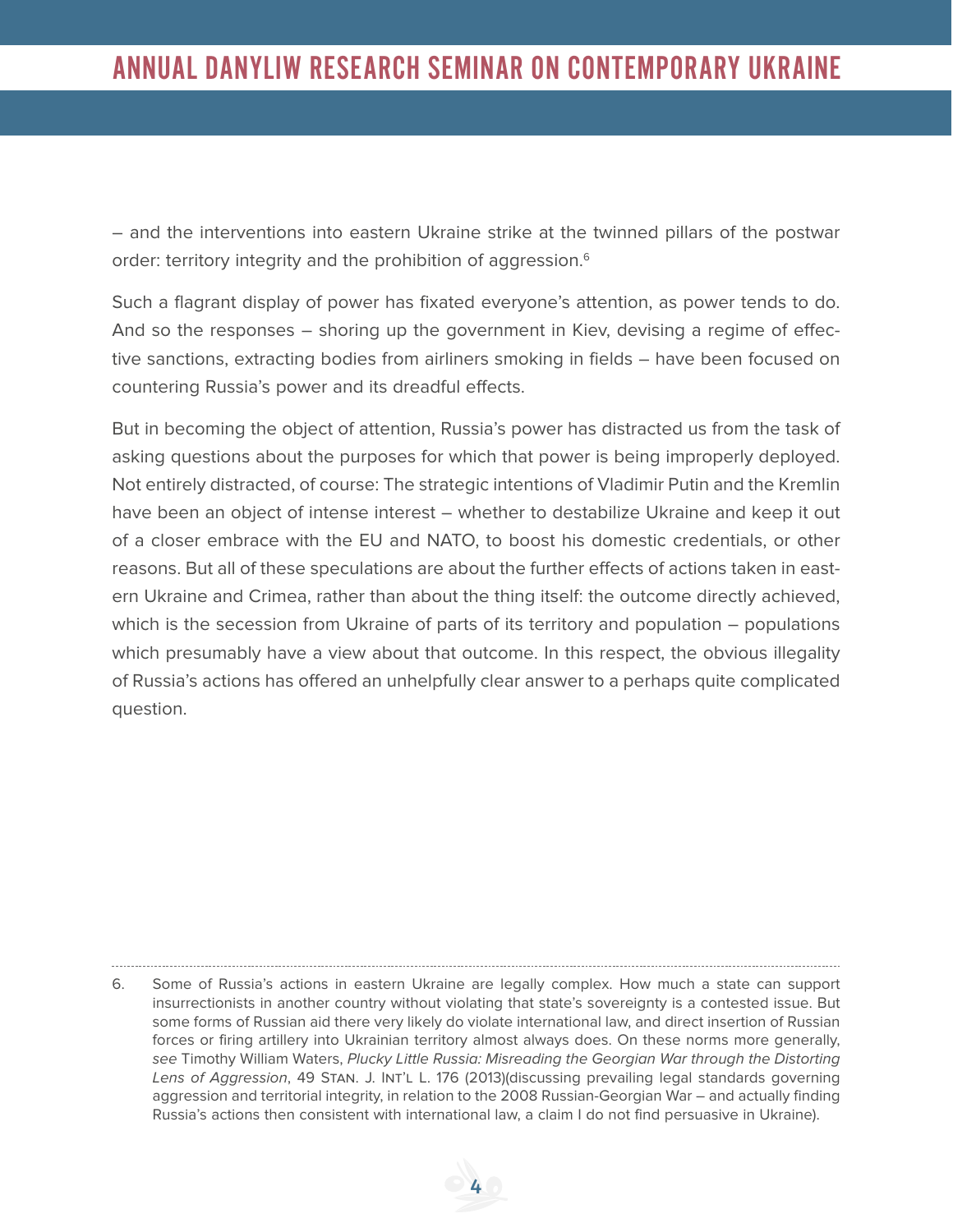– and the interventions into eastern Ukraine strike at the twinned pillars of the postwar order: territory integrity and the prohibition of aggression.[6]

Such a flagrant display of power has fixated everyone's attention, as power tends to do. And so the responses – shoring up the government in Kiev, devising a regime of effective sanctions, extracting bodies from airliners smoking in fields – have been focused on countering Russia's power and its dreadful effects.

But in becoming the object of attention, Russia's power has distracted us from the task of asking questions about the purposes for which that power is being improperly deployed. Not entirely distracted, of course: The strategic intentions of Vladimir Putin and the Kremlin have been an object of intense interest – whether to destabilize Ukraine and keep it out of a closer embrace with the EU and NATO, to boost his domestic credentials, or other reasons. But all of these speculations are about the further effects of actions taken in eastern Ukraine and Crimea, rather than about the thing itself: the outcome directly achieved, which is the secession from Ukraine of parts of its territory and population – populations which presumably have a view about that outcome. In this respect, the obvious illegality of Russia's actions has offered an unhelpfully clear answer to a perhaps quite complicated question.

---

6. Some of Russia's actions in eastern Ukraine are legally complex. How much a state can support insurrectionists in another country without violating that state's sovereignty is a contested issue. But some forms of Russian aid there very likely do violate international law, and direct insertion of Russian forces or firing artillery into Ukrainian territory almost always does. On these norms more generally, *see* Timothy William Waters, *Plucky Little Russia: Misreading the Georgian War through the Distorting Lens of Aggression*, 49 Stan. J. Int'l L. 176 (2013)(discussing prevailing legal standards governing aggression and territorial integrity, in relation to the 2008 Russian-Georgian War – and actually finding Russia's actions then consistent with international law, a claim I do not find persuasive in Ukraine).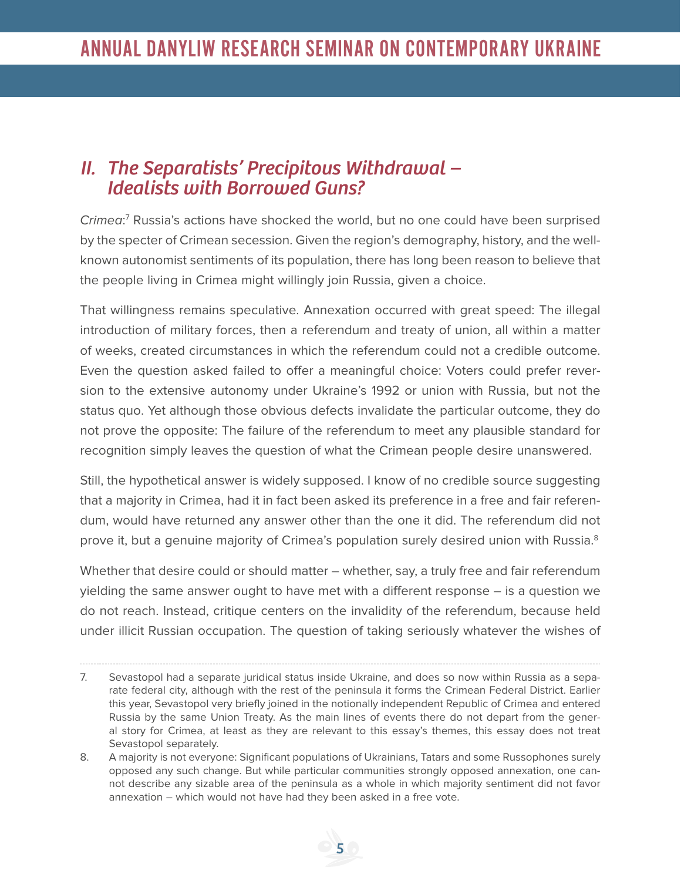## *II. The Separatists' Precipitous Withdrawal – Idealists with Borrowed Guns?*

*Crimea*:[7] Russia's actions have shocked the world, but no one could have been surprised by the specter of Crimean secession. Given the region's demography, history, and the well-known autonomist sentiments of its population, there has long been reason to believe that the people living in Crimea might willingly join Russia, given a choice.

That willingness remains speculative. Annexation occurred with great speed: The illegal introduction of military forces, then a referendum and treaty of union, all within a matter of weeks, created circumstances in which the referendum could not a credible outcome. Even the question asked failed to offer a meaningful choice: Voters could prefer reversion to the extensive autonomy under Ukraine's 1992 or union with Russia, but not the status quo. Yet although those obvious defects invalidate the particular outcome, they do not prove the opposite: The failure of the referendum to meet any plausible standard for recognition simply leaves the question of what the Crimean people desire unanswered.

Still, the hypothetical answer is widely supposed. I know of no credible source suggesting that a majority in Crimea, had it in fact been asked its preference in a free and fair referendum, would have returned any answer other than the one it did. The referendum did not prove it, but a genuine majority of Crimea's population surely desired union with Russia.[8]

Whether that desire could or should matter – whether, say, a truly free and fair referendum yielding the same answer ought to have met with a different response – is a question we do not reach. Instead, critique centers on the invalidity of the referendum, because held under illicit Russian occupation. The question of taking seriously whatever the wishes of

---

7. Sevastopol had a separate juridical status inside Ukraine, and does so now within Russia as a separate federal city, although with the rest of the peninsula it forms the Crimean Federal District. Earlier this year, Sevastopol very briefly joined in the notionally independent Republic of Crimea and entered Russia by the same Union Treaty. As the main lines of events there do not depart from the general story for Crimea, at least as they are relevant to this essay's themes, this essay does not treat Sevastopol separately.

8. A majority is not everyone: Significant populations of Ukrainians, Tatars and some Russophones surely opposed any such change. But while particular communities strongly opposed annexation, one cannot describe any sizable area of the peninsula as a whole in which majority sentiment did not favor annexation – which would not have had they been asked in a free vote.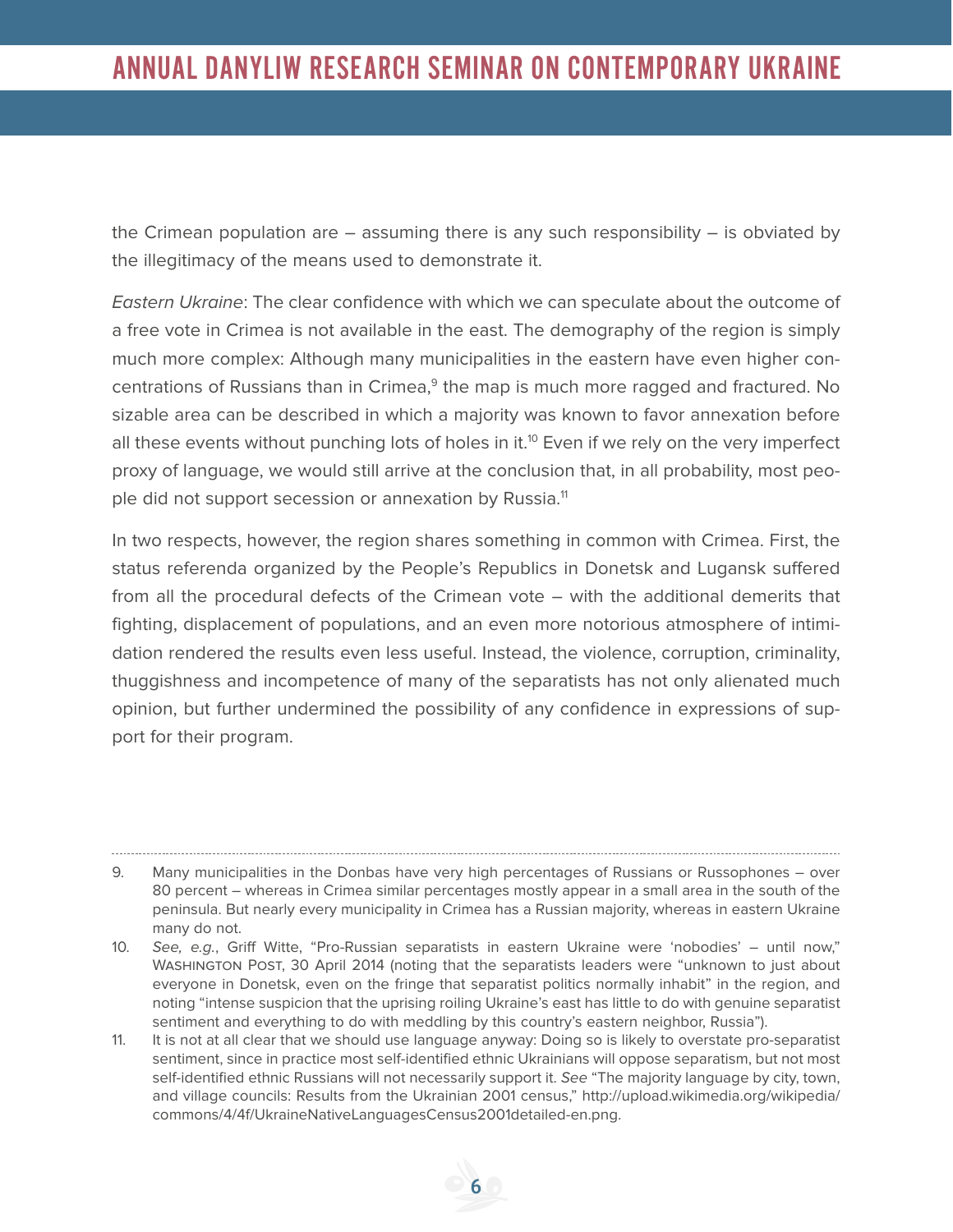the Crimean population are – assuming there is any such responsibility – is obviated by the illegitimacy of the means used to demonstrate it.

*Eastern Ukraine*: The clear confidence with which we can speculate about the outcome of a free vote in Crimea is not available in the east. The demography of the region is simply much more complex: Although many municipalities in the eastern have even higher concentrations of Russians than in Crimea,[9] the map is much more ragged and fractured. No sizable area can be described in which a majority was known to favor annexation before all these events without punching lots of holes in it.[10] Even if we rely on the very imperfect proxy of language, we would still arrive at the conclusion that, in all probability, most people did not support secession or annexation by Russia.[11]

In two respects, however, the region shares something in common with Crimea. First, the status referenda organized by the People's Republics in Donetsk and Lugansk suffered from all the procedural defects of the Crimean vote – with the additional demerits that fighting, displacement of populations, and an even more notorious atmosphere of intimidation rendered the results even less useful. Instead, the violence, corruption, criminality, thuggishness and incompetence of many of the separatists has not only alienated much opinion, but further undermined the possibility of any confidence in expressions of support for their program.

---

9. Many municipalities in the Donbas have very high percentages of Russians or Russophones – over 80 percent – whereas in Crimea similar percentages mostly appear in a small area in the south of the peninsula. But nearly every municipality in Crimea has a Russian majority, whereas in eastern Ukraine many do not.

10. *See, e.g.*, Griff Witte, "Pro-Russian separatists in eastern Ukraine were 'nobodies' – until now," Washington Post, 30 April 2014 (noting that the separatists leaders were "unknown to just about everyone in Donetsk, even on the fringe that separatist politics normally inhabit" in the region, and noting "intense suspicion that the uprising roiling Ukraine's east has little to do with genuine separatist sentiment and everything to do with meddling by this country's eastern neighbor, Russia").

11. It is not at all clear that we should use language anyway: Doing so is likely to overstate pro-separatist sentiment, since in practice most self-identified ethnic Ukrainians will oppose separatism, but not most self-identified ethnic Russians will not necessarily support it. *See* "The majority language by city, town, and village councils: Results from the Ukrainian 2001 census," http://upload.wikimedia.org/wikipedia/commons/4/4f/UkraineNativeLanguagesCensus2001detailed-en.png.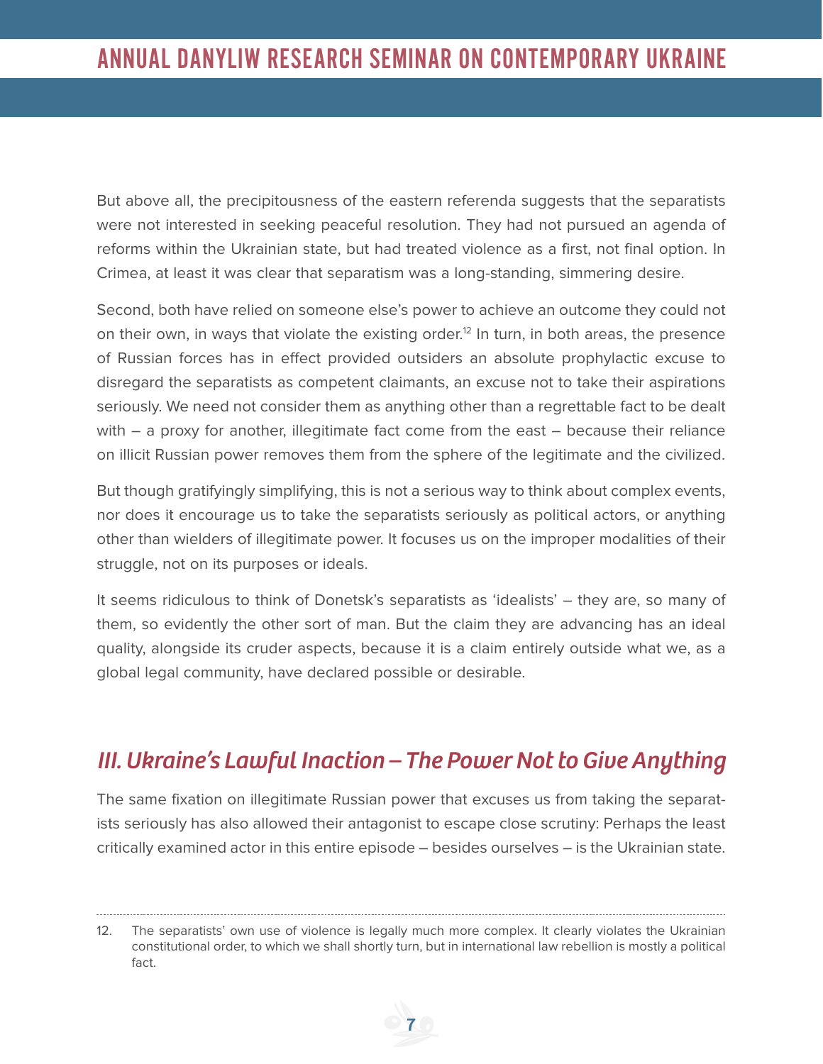But above all, the precipitousness of the eastern referenda suggests that the separatists were not interested in seeking peaceful resolution. They had not pursued an agenda of reforms within the Ukrainian state, but had treated violence as a first, not final option. In Crimea, at least it was clear that separatism was a long-standing, simmering desire.

Second, both have relied on someone else's power to achieve an outcome they could not on their own, in ways that violate the existing order.[12] In turn, in both areas, the presence of Russian forces has in effect provided outsiders an absolute prophylactic excuse to disregard the separatists as competent claimants, an excuse not to take their aspirations seriously. We need not consider them as anything other than a regrettable fact to be dealt with – a proxy for another, illegitimate fact come from the east – because their reliance on illicit Russian power removes them from the sphere of the legitimate and the civilized.

But though gratifyingly simplifying, this is not a serious way to think about complex events, nor does it encourage us to take the separatists seriously as political actors, or anything other than wielders of illegitimate power. It focuses us on the improper modalities of their struggle, not on its purposes or ideals.

It seems ridiculous to think of Donetsk's separatists as 'idealists' – they are, so many of them, so evidently the other sort of man. But the claim they are advancing has an ideal quality, alongside its cruder aspects, because it is a claim entirely outside what we, as a global legal community, have declared possible or desirable.

## *III. Ukraine's Lawful Inaction – The Power Not to Give Anything*

The same fixation on illegitimate Russian power that excuses us from taking the separatists seriously has also allowed their antagonist to escape close scrutiny: Perhaps the least critically examined actor in this entire episode – besides ourselves – is the Ukrainian state.

---

12. The separatists' own use of violence is legally much more complex. It clearly violates the Ukrainian constitutional order, to which we shall shortly turn, but in international law rebellion is mostly a political fact.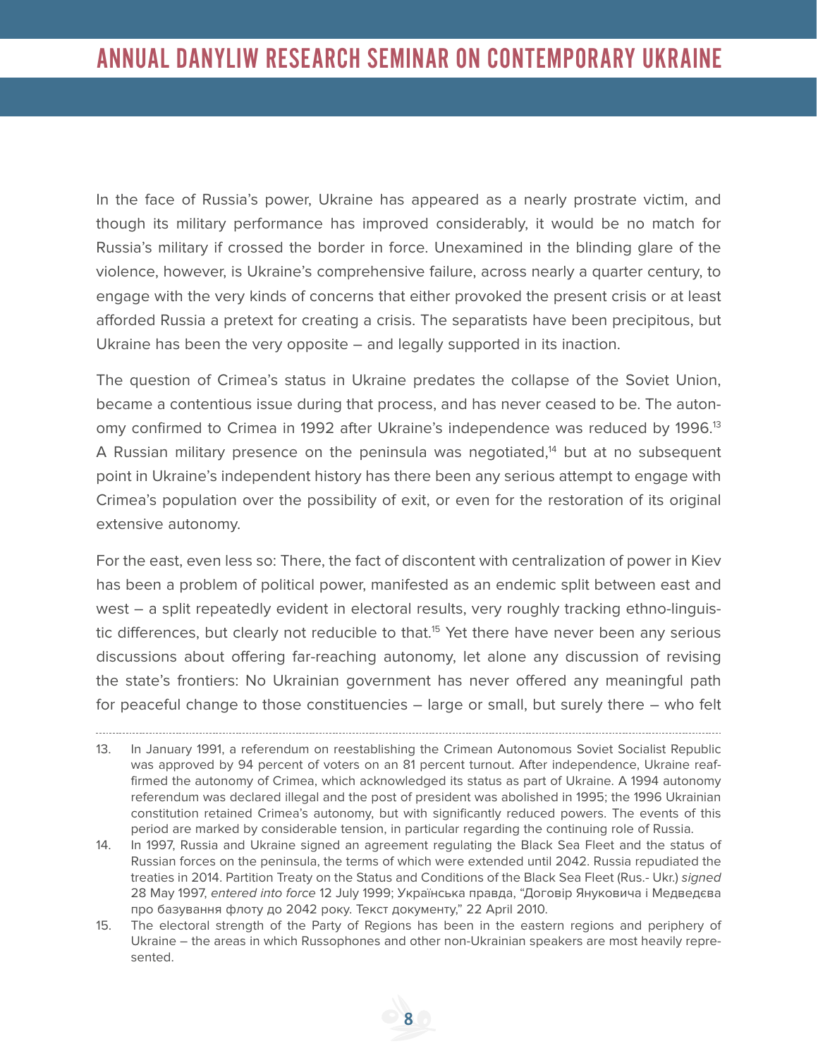In the face of Russia's power, Ukraine has appeared as a nearly prostrate victim, and though its military performance has improved considerably, it would be no match for Russia's military if crossed the border in force. Unexamined in the blinding glare of the violence, however, is Ukraine's comprehensive failure, across nearly a quarter century, to engage with the very kinds of concerns that either provoked the present crisis or at least afforded Russia a pretext for creating a crisis. The separatists have been precipitous, but Ukraine has been the very opposite – and legally supported in its inaction.

The question of Crimea's status in Ukraine predates the collapse of the Soviet Union, became a contentious issue during that process, and has never ceased to be. The autonomy confirmed to Crimea in 1992 after Ukraine's independence was reduced by 1996.[13] A Russian military presence on the peninsula was negotiated,[14] but at no subsequent point in Ukraine's independent history has there been any serious attempt to engage with Crimea's population over the possibility of exit, or even for the restoration of its original extensive autonomy.

For the east, even less so: There, the fact of discontent with centralization of power in Kiev has been a problem of political power, manifested as an endemic split between east and west – a split repeatedly evident in electoral results, very roughly tracking ethno-linguistic differences, but clearly not reducible to that.[15] Yet there have never been any serious discussions about offering far-reaching autonomy, let alone any discussion of revising the state's frontiers: No Ukrainian government has never offered any meaningful path for peaceful change to those constituencies – large or small, but surely there – who felt

---

13. In January 1991, a referendum on reestablishing the Crimean Autonomous Soviet Socialist Republic was approved by 94 percent of voters on an 81 percent turnout. After independence, Ukraine reaffirmed the autonomy of Crimea, which acknowledged its status as part of Ukraine. A 1994 autonomy referendum was declared illegal and the post of president was abolished in 1995; the 1996 Ukrainian constitution retained Crimea's autonomy, but with significantly reduced powers. The events of this period are marked by considerable tension, in particular regarding the continuing role of Russia.

14. In 1997, Russia and Ukraine signed an agreement regulating the Black Sea Fleet and the status of Russian forces on the peninsula, the terms of which were extended until 2042. Russia repudiated the treaties in 2014. Partition Treaty on the Status and Conditions of the Black Sea Fleet (Rus.- Ukr.) *signed* 28 May 1997, *entered into force* 12 July 1999; Українська правда, "Договір Януковича і Медведєва про базування флоту до 2042 року. Текст документу," 22 April 2010.

15. The electoral strength of the Party of Regions has been in the eastern regions and periphery of Ukraine – the areas in which Russophones and other non-Ukrainian speakers are most heavily represented.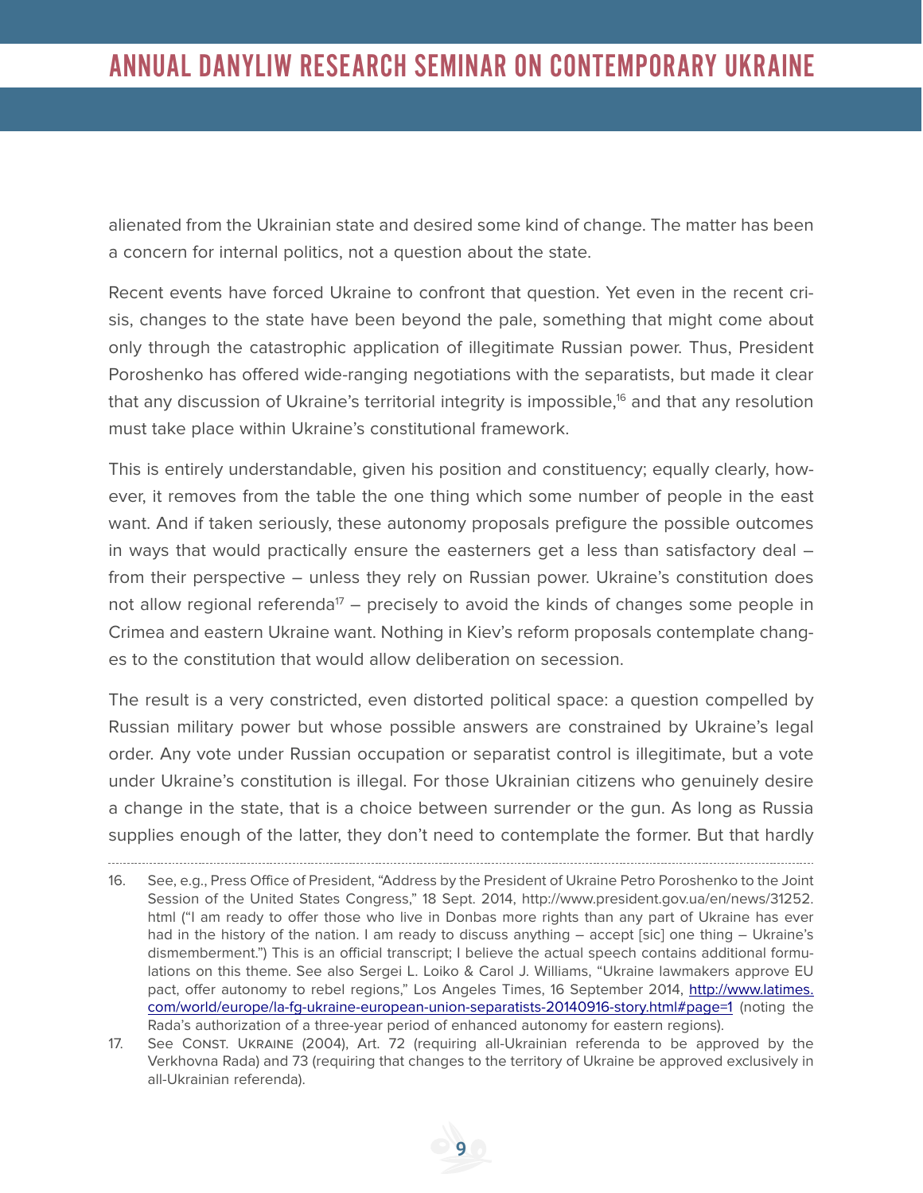alienated from the Ukrainian state and desired some kind of change. The matter has been a concern for internal politics, not a question about the state.

Recent events have forced Ukraine to confront that question. Yet even in the recent crisis, changes to the state have been beyond the pale, something that might come about only through the catastrophic application of illegitimate Russian power. Thus, President Poroshenko has offered wide-ranging negotiations with the separatists, but made it clear that any discussion of Ukraine's territorial integrity is impossible,[16] and that any resolution must take place within Ukraine's constitutional framework.

This is entirely understandable, given his position and constituency; equally clearly, however, it removes from the table the one thing which some number of people in the east want. And if taken seriously, these autonomy proposals prefigure the possible outcomes in ways that would practically ensure the easterners get a less than satisfactory deal – from their perspective – unless they rely on Russian power. Ukraine's constitution does not allow regional referenda[17] – precisely to avoid the kinds of changes some people in Crimea and eastern Ukraine want. Nothing in Kiev's reform proposals contemplate changes to the constitution that would allow deliberation on secession.

The result is a very constricted, even distorted political space: a question compelled by Russian military power but whose possible answers are constrained by Ukraine's legal order. Any vote under Russian occupation or separatist control is illegitimate, but a vote under Ukraine's constitution is illegal. For those Ukrainian citizens who genuinely desire a change in the state, that is a choice between surrender or the gun. As long as Russia supplies enough of the latter, they don't need to contemplate the former. But that hardly

---

16. See, e.g., Press Office of President, "Address by the President of Ukraine Petro Poroshenko to the Joint Session of the United States Congress," 18 Sept. 2014, http://www.president.gov.ua/en/news/31252.html ("I am ready to offer those who live in Donbas more rights than any part of Ukraine has ever had in the history of the nation. I am ready to discuss anything – accept [sic] one thing – Ukraine's dismemberment.") This is an official transcript; I believe the actual speech contains additional formulations on this theme. See also Sergei L. Loiko & Carol J. Williams, "Ukraine lawmakers approve EU pact, offer autonomy to rebel regions," Los Angeles Times, 16 September 2014, http://www.latimes.com/world/europe/la-fg-ukraine-european-union-separatists-20140916-story.html#page=1 (noting the Rada's authorization of a three-year period of enhanced autonomy for eastern regions).

17. See Const. Ukraine (2004), Art. 72 (requiring all-Ukrainian referenda to be approved by the Verkhovna Rada) and 73 (requiring that changes to the territory of Ukraine be approved exclusively in all-Ukrainian referenda).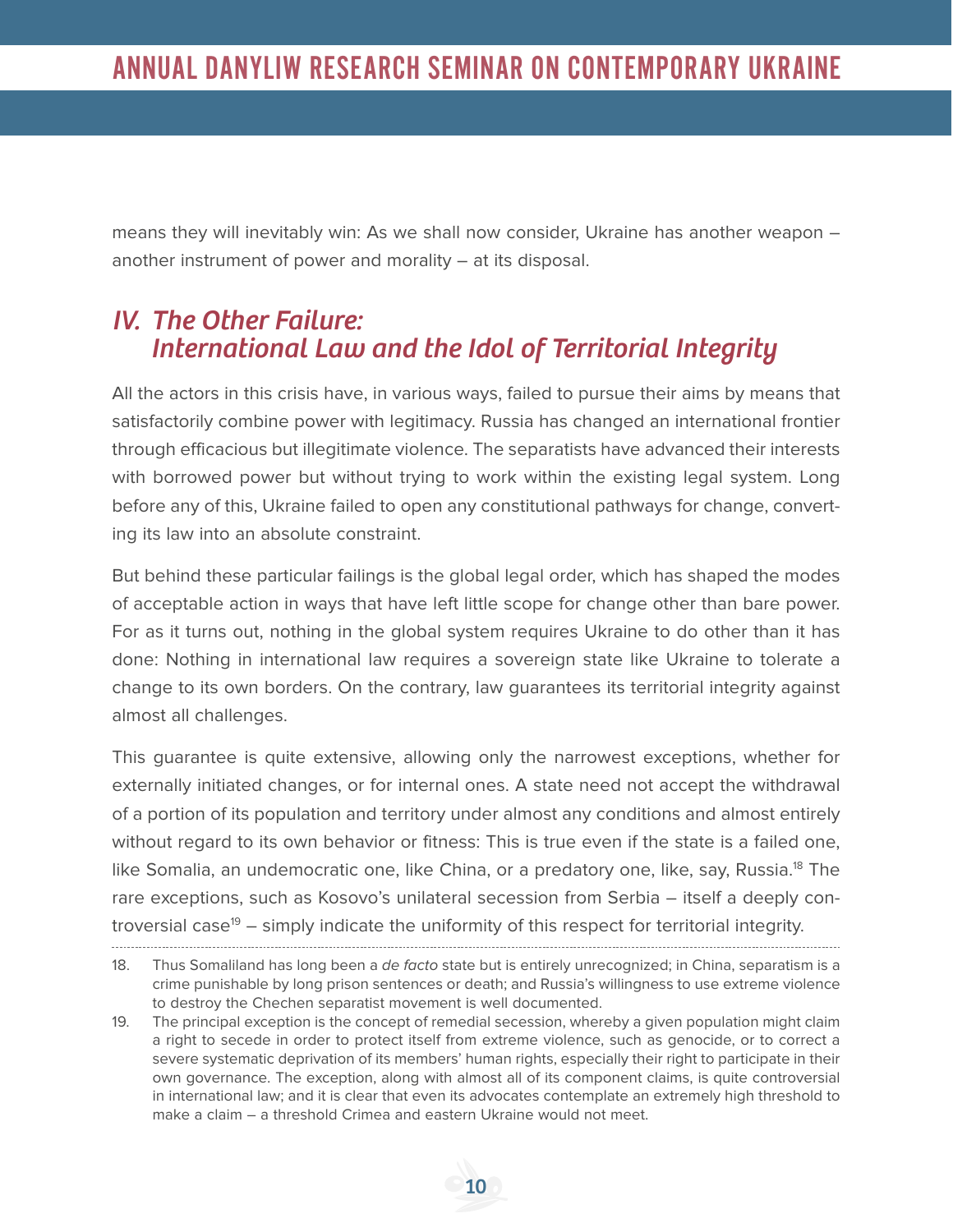means they will inevitably win: As we shall now consider, Ukraine has another weapon – another instrument of power and morality – at its disposal.

## *IV. The Other Failure: International Law and the Idol of Territorial Integrity*

All the actors in this crisis have, in various ways, failed to pursue their aims by means that satisfactorily combine power with legitimacy. Russia has changed an international frontier through efficacious but illegitimate violence. The separatists have advanced their interests with borrowed power but without trying to work within the existing legal system. Long before any of this, Ukraine failed to open any constitutional pathways for change, converting its law into an absolute constraint.

But behind these particular failings is the global legal order, which has shaped the modes of acceptable action in ways that have left little scope for change other than bare power. For as it turns out, nothing in the global system requires Ukraine to do other than it has done: Nothing in international law requires a sovereign state like Ukraine to tolerate a change to its own borders. On the contrary, law guarantees its territorial integrity against almost all challenges.

This guarantee is quite extensive, allowing only the narrowest exceptions, whether for externally initiated changes, or for internal ones. A state need not accept the withdrawal of a portion of its population and territory under almost any conditions and almost entirely without regard to its own behavior or fitness: This is true even if the state is a failed one, like Somalia, an undemocratic one, like China, or a predatory one, like, say, Russia.[18] The rare exceptions, such as Kosovo's unilateral secession from Serbia – itself a deeply controversial case[19] – simply indicate the uniformity of this respect for territorial integrity.

---

18. Thus Somaliland has long been a *de facto* state but is entirely unrecognized; in China, separatism is a crime punishable by long prison sentences or death; and Russia's willingness to use extreme violence to destroy the Chechen separatist movement is well documented.

19. The principal exception is the concept of remedial secession, whereby a given population might claim a right to secede in order to protect itself from extreme violence, such as genocide, or to correct a severe systematic deprivation of its members' human rights, especially their right to participate in their own governance. The exception, along with almost all of its component claims, is quite controversial in international law; and it is clear that even its advocates contemplate an extremely high threshold to make a claim – a threshold Crimea and eastern Ukraine would not meet.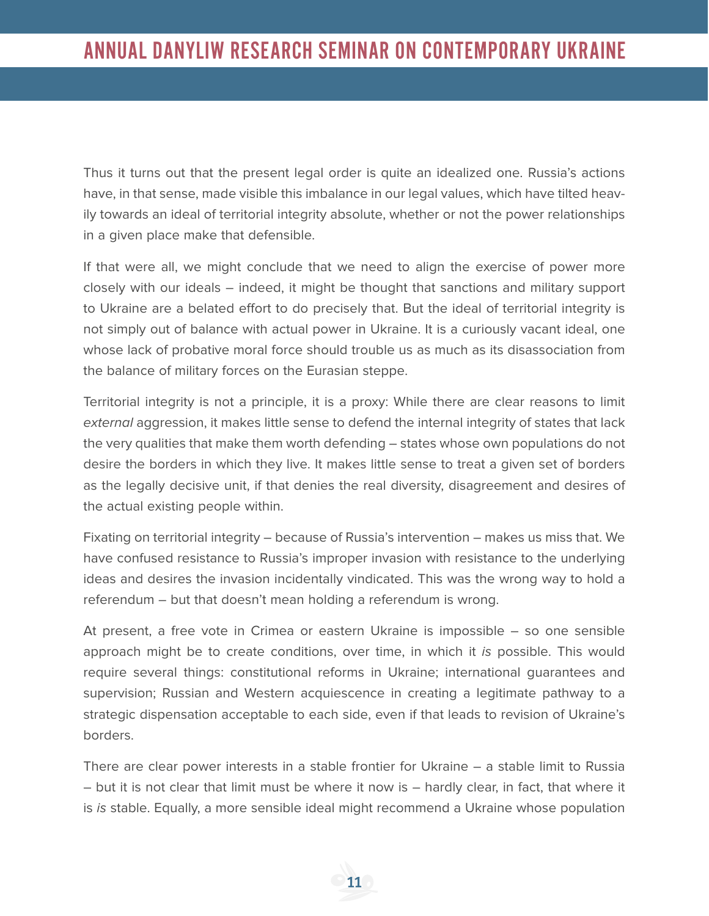Thus it turns out that the present legal order is quite an idealized one. Russia's actions have, in that sense, made visible this imbalance in our legal values, which have tilted heavily towards an ideal of territorial integrity absolute, whether or not the power relationships in a given place make that defensible.

If that were all, we might conclude that we need to align the exercise of power more closely with our ideals – indeed, it might be thought that sanctions and military support to Ukraine are a belated effort to do precisely that. But the ideal of territorial integrity is not simply out of balance with actual power in Ukraine. It is a curiously vacant ideal, one whose lack of probative moral force should trouble us as much as its disassociation from the balance of military forces on the Eurasian steppe.

Territorial integrity is not a principle, it is a proxy: While there are clear reasons to limit *external* aggression, it makes little sense to defend the internal integrity of states that lack the very qualities that make them worth defending – states whose own populations do not desire the borders in which they live. It makes little sense to treat a given set of borders as the legally decisive unit, if that denies the real diversity, disagreement and desires of the actual existing people within.

Fixating on territorial integrity – because of Russia's intervention – makes us miss that. We have confused resistance to Russia's improper invasion with resistance to the underlying ideas and desires the invasion incidentally vindicated. This was the wrong way to hold a referendum – but that doesn't mean holding a referendum is wrong.

At present, a free vote in Crimea or eastern Ukraine is impossible – so one sensible approach might be to create conditions, over time, in which it *is* possible. This would require several things: constitutional reforms in Ukraine; international guarantees and supervision; Russian and Western acquiescence in creating a legitimate pathway to a strategic dispensation acceptable to each side, even if that leads to revision of Ukraine's borders.

There are clear power interests in a stable frontier for Ukraine – a stable limit to Russia – but it is not clear that limit must be where it now is – hardly clear, in fact, that where it is *is* stable. Equally, a more sensible ideal might recommend a Ukraine whose population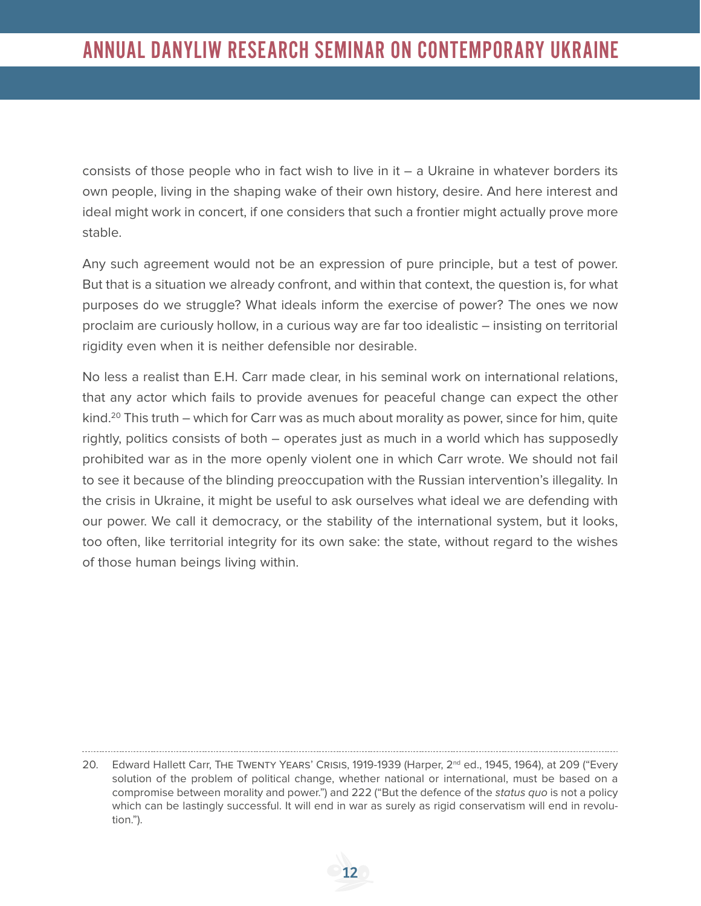consists of those people who in fact wish to live in it – a Ukraine in whatever borders its own people, living in the shaping wake of their own history, desire. And here interest and ideal might work in concert, if one considers that such a frontier might actually prove more stable.

Any such agreement would not be an expression of pure principle, but a test of power. But that is a situation we already confront, and within that context, the question is, for what purposes do we struggle? What ideals inform the exercise of power? The ones we now proclaim are curiously hollow, in a curious way are far too idealistic – insisting on territorial rigidity even when it is neither defensible nor desirable.

No less a realist than E.H. Carr made clear, in his seminal work on international relations, that any actor which fails to provide avenues for peaceful change can expect the other kind.[20] This truth – which for Carr was as much about morality as power, since for him, quite rightly, politics consists of both – operates just as much in a world which has supposedly prohibited war as in the more openly violent one in which Carr wrote. We should not fail to see it because of the blinding preoccupation with the Russian intervention's illegality. In the crisis in Ukraine, it might be useful to ask ourselves what ideal we are defending with our power. We call it democracy, or the stability of the international system, but it looks, too often, like territorial integrity for its own sake: the state, without regard to the wishes of those human beings living within.

---

20. Edward Hallett Carr, The Twenty Years' Crisis, 1919-1939 (Harper, 2nd ed., 1945, 1964), at 209 ("Every solution of the problem of political change, whether national or international, must be based on a compromise between morality and power.") and 222 ("But the defence of the *status quo* is not a policy which can be lastingly successful. It will end in war as surely as rigid conservatism will end in revolution.").